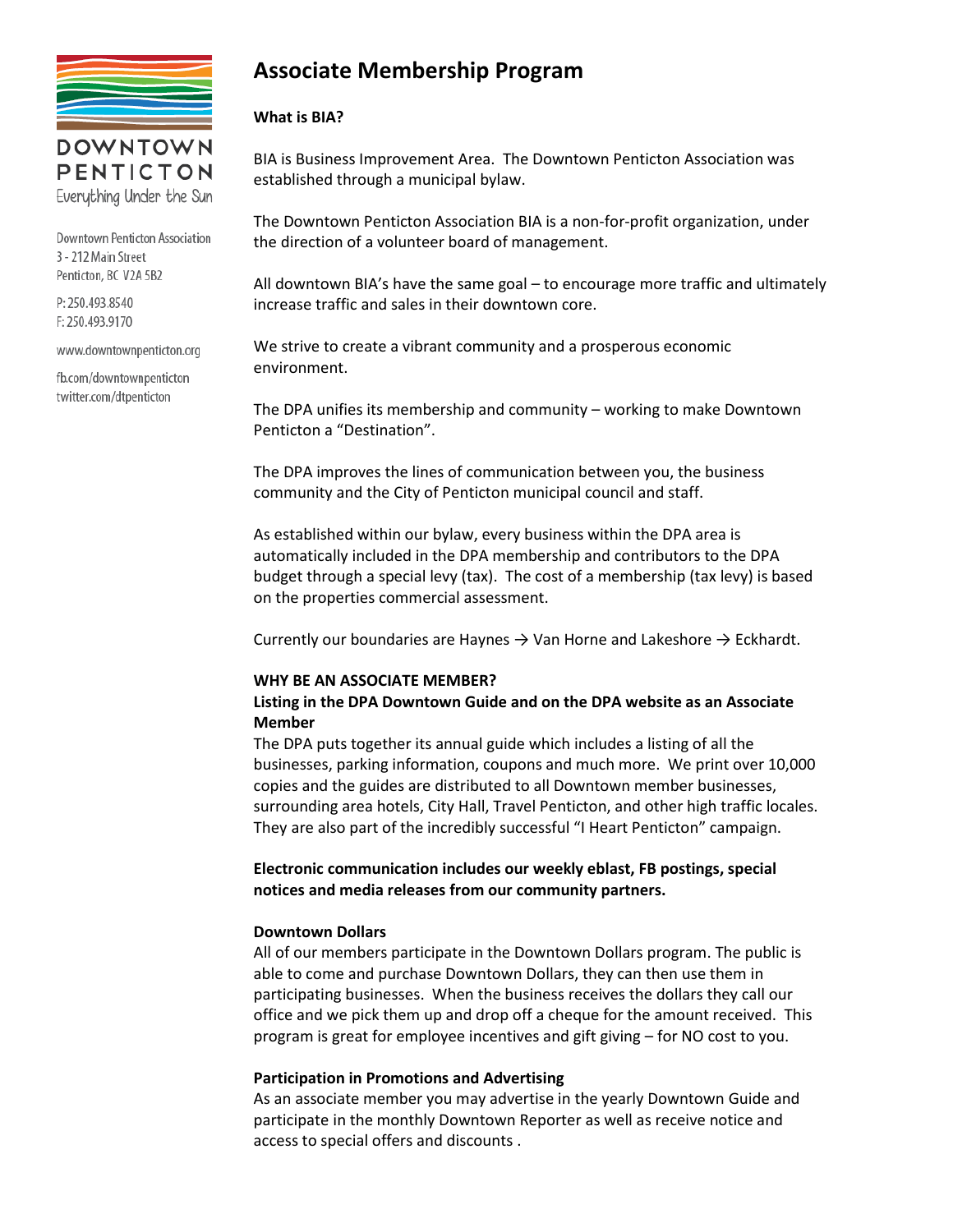DOWNTOWN PENTICTON
Everything Under the Sun

Downtown Penticton Association
3 - 212 Main Street
Penticton, BC V2A 5B2

P: 250.493.8540
F: 250.493.9170

www.downtownpenticton.org

fb.com/downtownpenticton
twitter.com/dtpenticton

# Associate Membership Program

**What is BIA?**

BIA is Business Improvement Area. The Downtown Penticton Association was established through a municipal bylaw.

The Downtown Penticton Association BIA is a non-for-profit organization, under the direction of a volunteer board of management.

All downtown BIA's have the same goal – to encourage more traffic and ultimately increase traffic and sales in their downtown core.

We strive to create a vibrant community and a prosperous economic environment.

The DPA unifies its membership and community – working to make Downtown Penticton a "Destination".

The DPA improves the lines of communication between you, the business community and the City of Penticton municipal council and staff.

As established within our bylaw, every business within the DPA area is automatically included in the DPA membership and contributors to the DPA budget through a special levy (tax). The cost of a membership (tax levy) is based on the properties commercial assessment.

Currently our boundaries are Haynes → Van Horne and Lakeshore → Eckhardt.

**WHY BE AN ASSOCIATE MEMBER?**

**Listing in the DPA Downtown Guide and on the DPA website as an Associate Member**

The DPA puts together its annual guide which includes a listing of all the businesses, parking information, coupons and much more. We print over 10,000 copies and the guides are distributed to all Downtown member businesses, surrounding area hotels, City Hall, Travel Penticton, and other high traffic locales. They are also part of the incredibly successful "I Heart Penticton" campaign.

**Electronic communication includes our weekly eblast, FB postings, special notices and media releases from our community partners.**

**Downtown Dollars**

All of our members participate in the Downtown Dollars program. The public is able to come and purchase Downtown Dollars, they can then use them in participating businesses. When the business receives the dollars they call our office and we pick them up and drop off a cheque for the amount received. This program is great for employee incentives and gift giving – for NO cost to you.

**Participation in Promotions and Advertising**

As an associate member you may advertise in the yearly Downtown Guide and participate in the monthly Downtown Reporter as well as receive notice and access to special offers and discounts .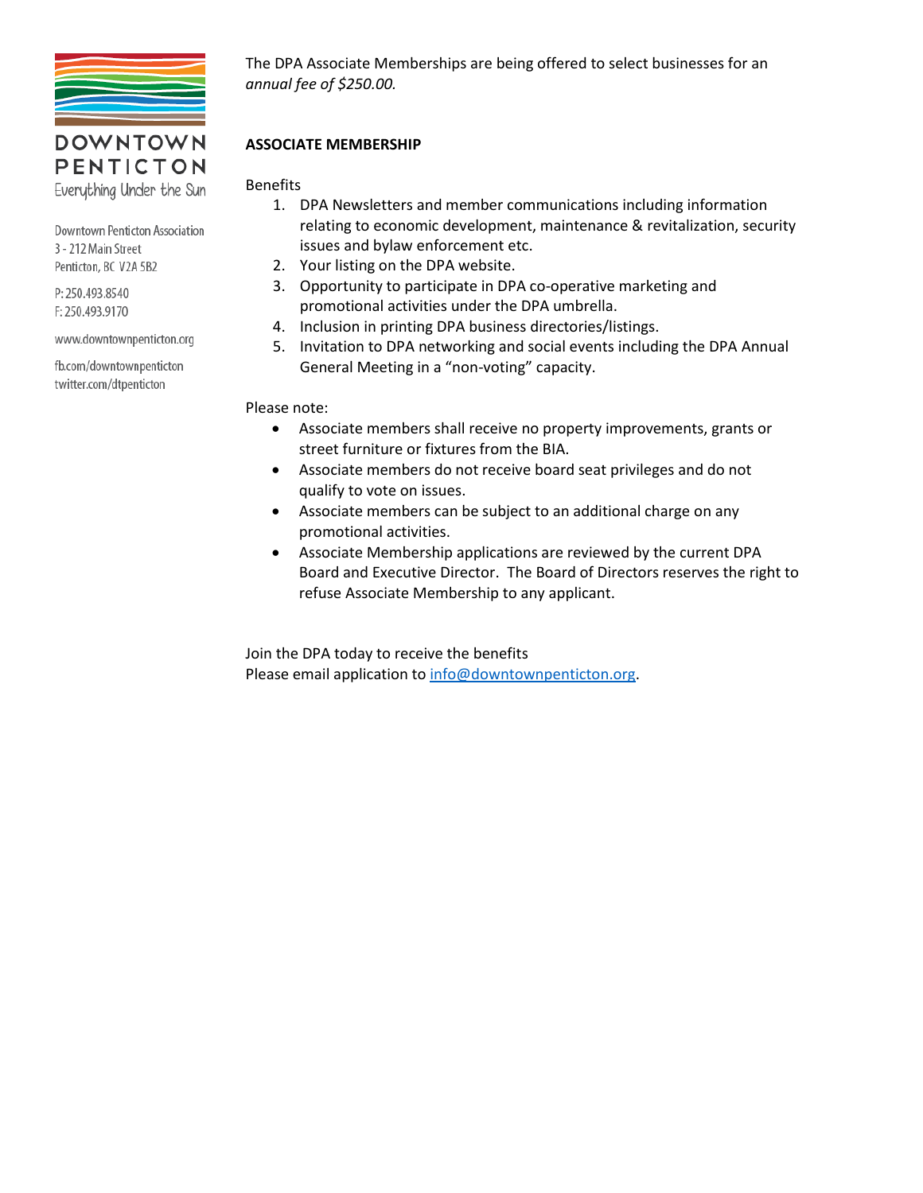DOWNTOWN PENTICTON
Everything Under the Sun

Downtown Penticton Association
3 - 212 Main Street
Penticton, BC V2A 5B2

P: 250.493.8540
F: 250.493.9170

www.downtownpenticton.org

fb.com/downtownpenticton
twitter.com/dtpenticton

The DPA Associate Memberships are being offered to select businesses for an *annual fee of $250.00.*

**ASSOCIATE MEMBERSHIP**

Benefits

1. DPA Newsletters and member communications including information relating to economic development, maintenance & revitalization, security issues and bylaw enforcement etc.
2. Your listing on the DPA website.
3. Opportunity to participate in DPA co-operative marketing and promotional activities under the DPA umbrella.
4. Inclusion in printing DPA business directories/listings.
5. Invitation to DPA networking and social events including the DPA Annual General Meeting in a "non-voting" capacity.

Please note:

- Associate members shall receive no property improvements, grants or street furniture or fixtures from the BIA.
- Associate members do not receive board seat privileges and do not qualify to vote on issues.
- Associate members can be subject to an additional charge on any promotional activities.
- Associate Membership applications are reviewed by the current DPA Board and Executive Director. The Board of Directors reserves the right to refuse Associate Membership to any applicant.

Join the DPA today to receive the benefits
Please email application to info@downtownpenticton.org.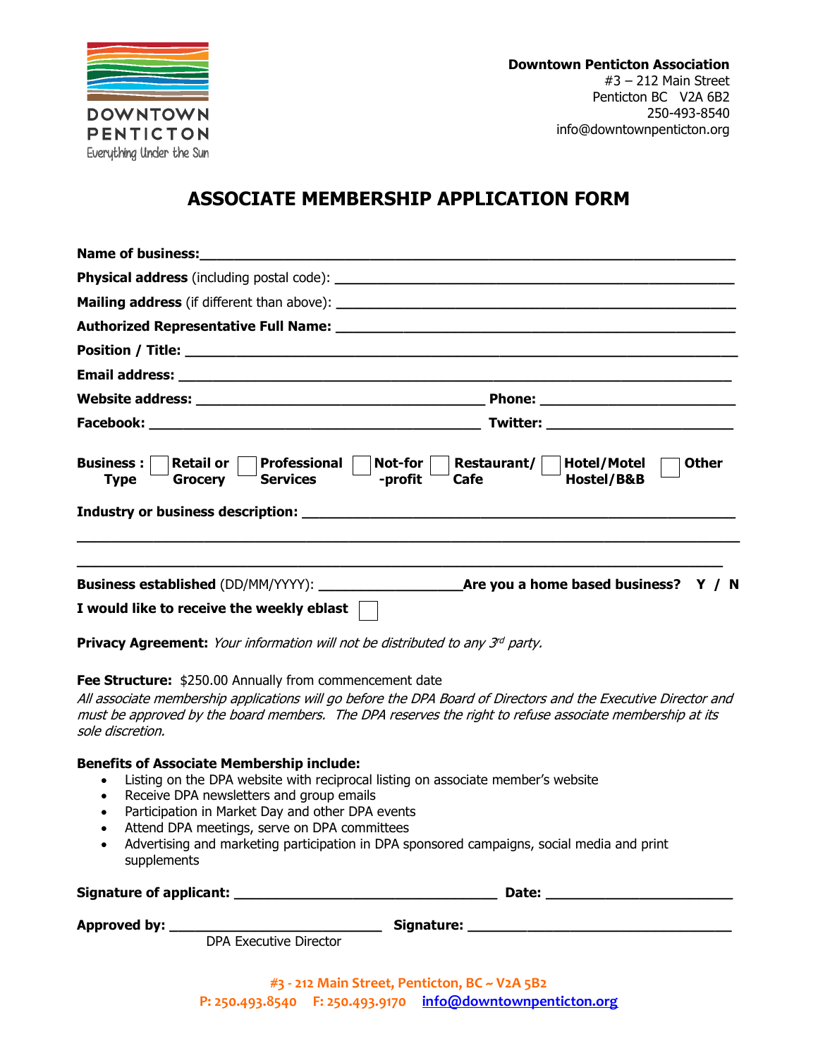DOWNTOWN PENTICTON

Everything Under the Sun

**Downtown Penticton Association**
#3 – 212 Main Street
Penticton BC  V2A 6B2
250-493-8540
info@downtownpenticton.org

# ASSOCIATE MEMBERSHIP APPLICATION FORM

**Name of business:**\_\_\_\_\_\_\_\_\_\_\_\_\_\_\_\_\_\_\_\_\_\_\_\_\_\_\_\_\_\_\_\_\_\_\_\_\_\_\_\_\_\_\_\_\_\_\_\_

**Physical address** (including postal code): \_\_\_\_\_\_\_\_\_\_\_\_\_\_\_\_\_\_\_\_\_\_\_\_\_\_\_\_\_\_\_\_

**Mailing address** (if different than above): \_\_\_\_\_\_\_\_\_\_\_\_\_\_\_\_\_\_\_\_\_\_\_\_\_\_\_\_\_\_\_\_

**Authorized Representative Full Name:** \_\_\_\_\_\_\_\_\_\_\_\_\_\_\_\_\_\_\_\_\_\_\_\_\_\_\_\_\_\_\_\_\_\_

**Position / Title:** \_\_\_\_\_\_\_\_\_\_\_\_\_\_\_\_\_\_\_\_\_\_\_\_\_\_\_\_\_\_\_\_\_\_\_\_\_\_\_\_\_\_\_\_\_\_\_\_

**Email address:** \_\_\_\_\_\_\_\_\_\_\_\_\_\_\_\_\_\_\_\_\_\_\_\_\_\_\_\_\_\_\_\_\_\_\_\_\_\_\_\_\_\_\_\_\_\_\_\_\_

**Website address:** \_\_\_\_\_\_\_\_\_\_\_\_\_\_\_\_\_\_\_\_\_\_\_\_\_\_ **Phone:** \_\_\_\_\_\_\_\_\_\_\_\_\_\_\_\_

**Facebook:** \_\_\_\_\_\_\_\_\_\_\_\_\_\_\_\_\_\_\_\_\_\_\_\_\_\_\_\_\_\_ **Twitter:** \_\_\_\_\_\_\_\_\_\_\_\_\_\_\_\_

**Business Type:** ☐ **Retail or Grocery** ☐ **Professional Services** ☐ **Not-for-profit** ☐ **Restaurant/ Cafe** ☐ **Hotel/Motel Hostel/B&B** ☐ **Other**

**Industry or business description:** \_\_\_\_\_\_\_\_\_\_\_\_\_\_\_\_\_\_\_\_\_\_\_\_\_\_\_\_\_\_\_\_\_\_\_\_

\_\_\_\_\_\_\_\_\_\_\_\_\_\_\_\_\_\_\_\_\_\_\_\_\_\_\_\_\_\_\_\_\_\_\_\_\_\_\_\_\_\_\_\_\_\_\_\_\_\_\_\_\_\_\_\_\_\_\_\_\_\_

\_\_\_\_\_\_\_\_\_\_\_\_\_\_\_\_\_\_\_\_\_\_\_\_\_\_\_\_\_\_\_\_\_\_\_\_\_\_\_\_\_\_\_\_\_\_\_\_\_\_\_\_\_\_\_\_\_\_\_\_\_\_

**Business established** (DD/MM/YYYY): \_\_\_\_\_\_\_\_\_\_\_\_ **Are you a home based business? Y / N**

**I would like to receive the weekly eblast** ☐

**Privacy Agreement:** *Your information will not be distributed to any 3rd party.*

**Fee Structure:** $250.00 Annually from commencement date
*All associate membership applications will go before the DPA Board of Directors and the Executive Director and must be approved by the board members. The DPA reserves the right to refuse associate membership at its sole discretion.*

**Benefits of Associate Membership include:**

- Listing on the DPA website with reciprocal listing on associate member's website
- Receive DPA newsletters and group emails
- Participation in Market Day and other DPA events
- Attend DPA meetings, serve on DPA committees
- Advertising and marketing participation in DPA sponsored campaigns, social media and print supplements

**Signature of applicant:** \_\_\_\_\_\_\_\_\_\_\_\_\_\_\_\_\_\_\_\_\_\_\_\_ **Date:** \_\_\_\_\_\_\_\_\_\_\_\_\_\_\_\_

**Approved by:** \_\_\_\_\_\_\_\_\_\_\_\_\_\_\_\_\_\_\_\_ **Signature:** \_\_\_\_\_\_\_\_\_\_\_\_\_\_\_\_\_\_\_\_\_\_\_
DPA Executive Director

#3 - 212 Main Street, Penticton, BC ~ V2A 5B2
P: 250.493.8540 F: 250.493.9170 info@downtownpenticton.org